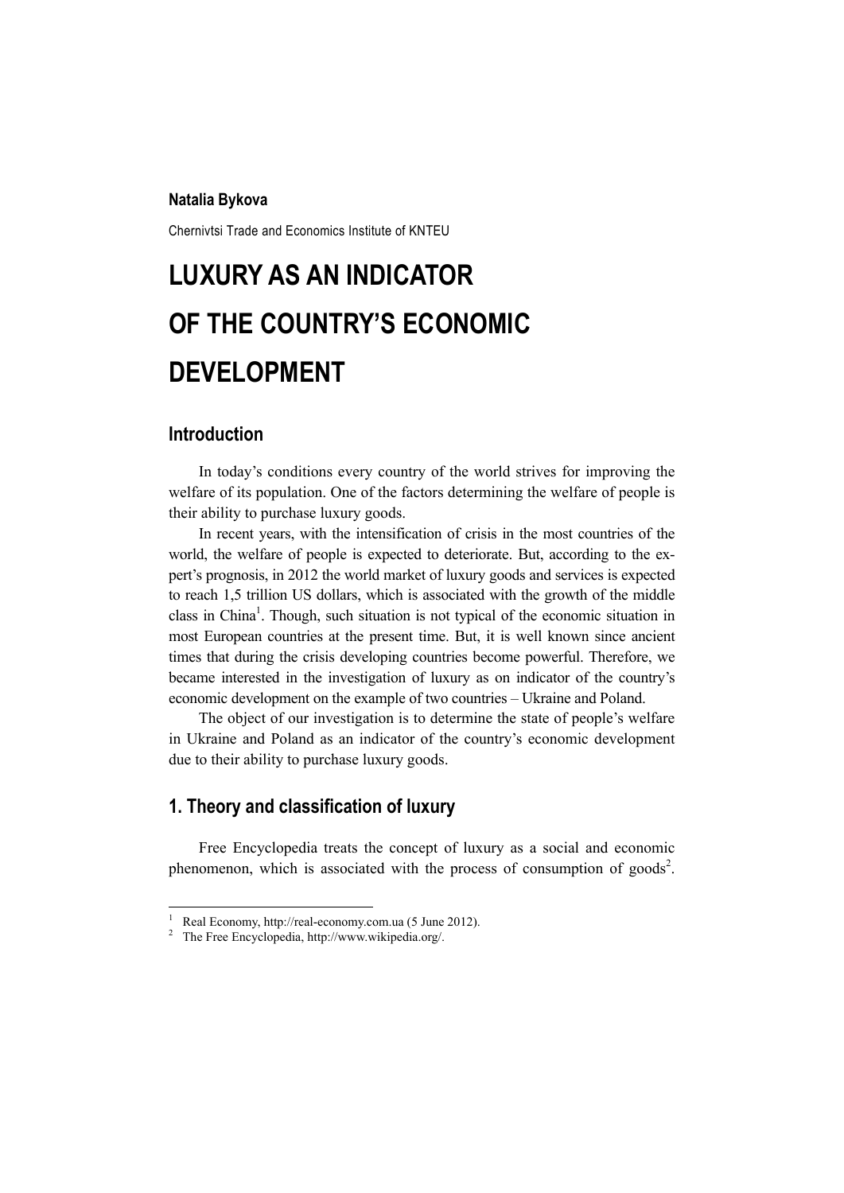**Natalia Bykova**

Chernivtsi Trade and Economics Institute of KNTEU

# LUXURY AS AN INDICATOR OF THE COUNTRY'S ECONOMIC DEVELOPMENT

## Introduction

In today's conditions every country of the world strives for improving the welfare of its population. One of the factors determining the welfare of people is their ability to purchase luxury goods.

In recent years, with the intensification of crisis in the most countries of the world, the welfare of people is expected to deteriorate. But, according to the expert's prognosis, in 2012 the world market of luxury goods and services is expected to reach 1,5 trillion US dollars, which is associated with the growth of the middle class in China[1]. Though, such situation is not typical of the economic situation in most European countries at the present time. But, it is well known since ancient times that during the crisis developing countries become powerful. Therefore, we became interested in the investigation of luxury as on indicator of the country's economic development on the example of two countries – Ukraine and Poland.

The object of our investigation is to determine the state of people's welfare in Ukraine and Poland as an indicator of the country's economic development due to their ability to purchase luxury goods.

## 1. Theory and classification of luxury

Free Encyclopedia treats the concept of luxury as a social and economic phenomenon, which is associated with the process of consumption of goods[2].

---

[1] Real Economy, http://real-economy.com.ua (5 June 2012).

[2] The Free Encyclopedia, http://www.wikipedia.org/.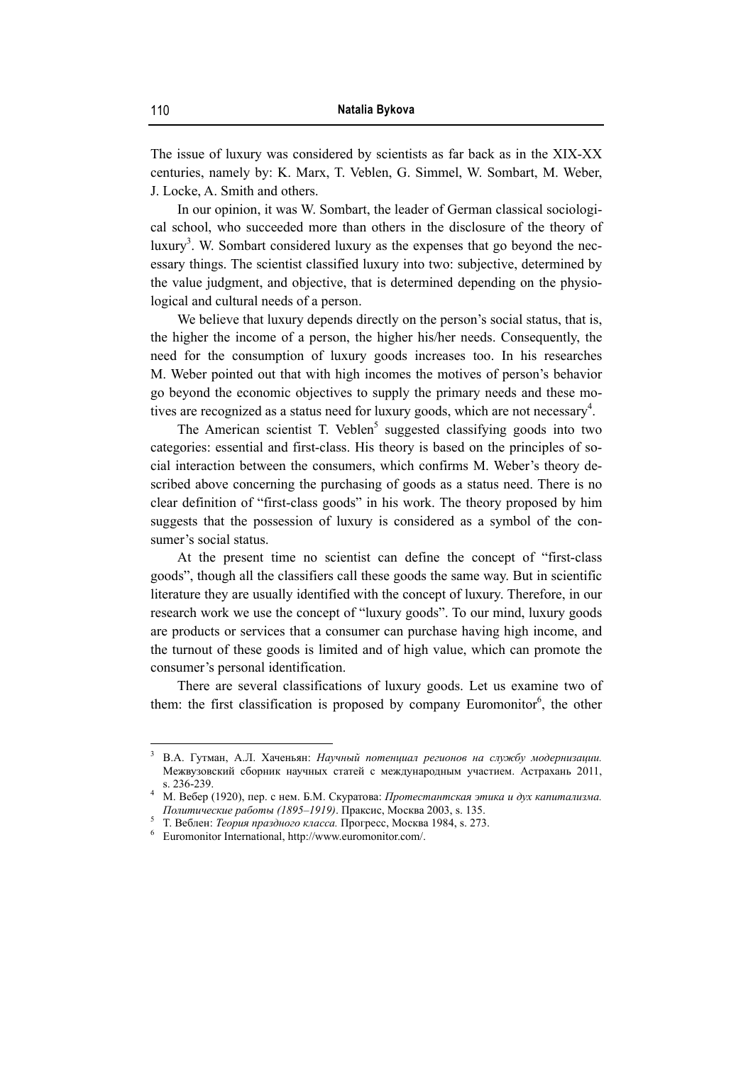The issue of luxury was considered by scientists as far back as in the XIX-XX centuries, namely by: K. Marx, T. Veblen, G. Simmel, W. Sombart, M. Weber, J. Locke, A. Smith and others.

In our opinion, it was W. Sombart, the leader of German classical sociological school, who succeeded more than others in the disclosure of the theory of luxury[3]. W. Sombart considered luxury as the expenses that go beyond the necessary things. The scientist classified luxury into two: subjective, determined by the value judgment, and objective, that is determined depending on the physiological and cultural needs of a person.

We believe that luxury depends directly on the person's social status, that is, the higher the income of a person, the higher his/her needs. Consequently, the need for the consumption of luxury goods increases too. In his researches M. Weber pointed out that with high incomes the motives of person's behavior go beyond the economic objectives to supply the primary needs and these motives are recognized as a status need for luxury goods, which are not necessary[4].

The American scientist T. Veblen[5] suggested classifying goods into two categories: essential and first-class. His theory is based on the principles of social interaction between the consumers, which confirms M. Weber's theory described above concerning the purchasing of goods as a status need. There is no clear definition of "first-class goods" in his work. The theory proposed by him suggests that the possession of luxury is considered as a symbol of the consumer's social status.

At the present time no scientist can define the concept of "first-class goods", though all the classifiers call these goods the same way. But in scientific literature they are usually identified with the concept of luxury. Therefore, in our research work we use the concept of "luxury goods". To our mind, luxury goods are products or services that a consumer can purchase having high income, and the turnout of these goods is limited and of high value, which can promote the consumer's personal identification.

There are several classifications of luxury goods. Let us examine two of them: the first classification is proposed by company Euromonitor[6], the other

---

[3] В.А. Гутман, А.Л. Хаченьян: *Научный потенциал регионов на службу модернизации.* Межвузовский сборник научных статей с международным участием. Астрахань 2011, s. 236-239.

[4] М. Вебер (1920), пер. с нем. Б.М. Скуратова: *Протестантская этика и дух капитализма. Политические работы (1895–1919)*. Праксис, Москва 2003, s. 135.

[5] Т. Веблен: *Теория праздного класса.* Прогресс, Москва 1984, s. 273.

[6] Euromonitor International, http://www.euromonitor.com/.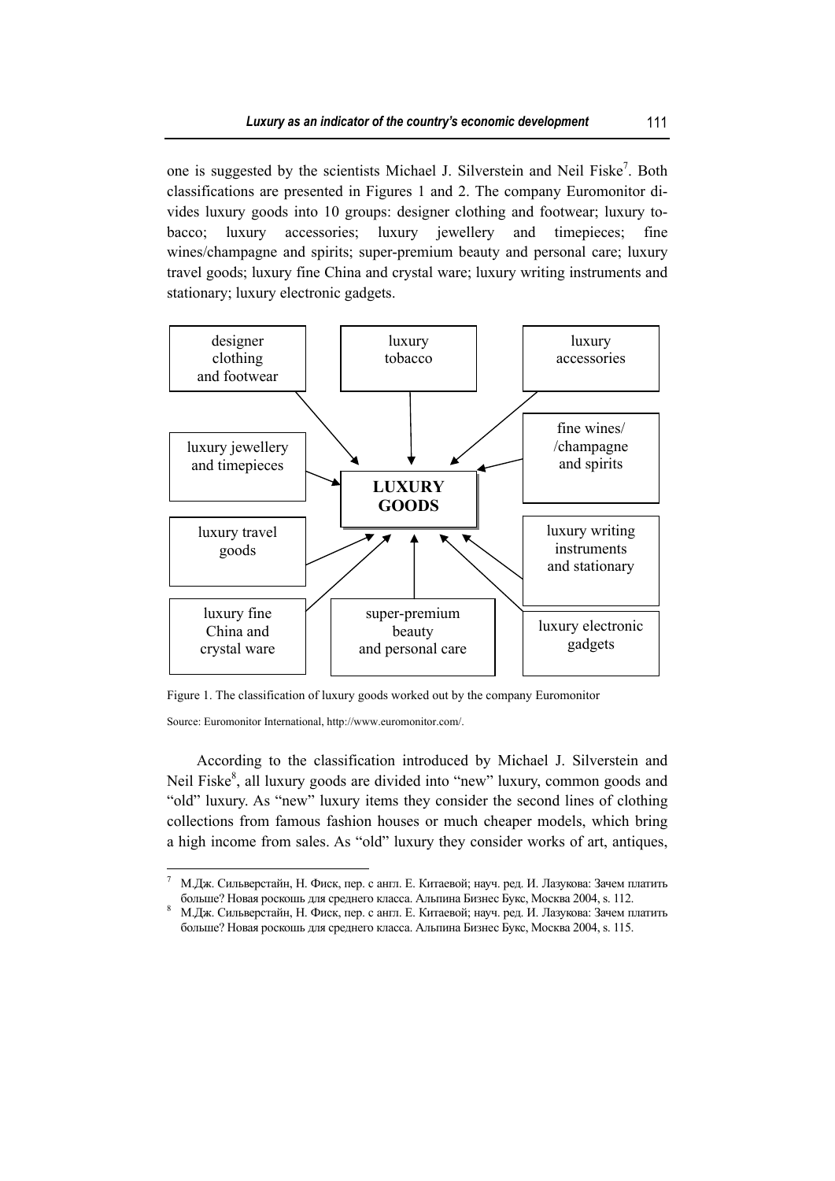one is suggested by the scientists Michael J. Silverstein and Neil Fiske[7]. Both classifications are presented in Figures 1 and 2. The company Euromonitor divides luxury goods into 10 groups: designer clothing and footwear; luxury tobacco; luxury accessories; luxury jewellery and timepieces; fine wines/champagne and spirits; super-premium beauty and personal care; luxury travel goods; luxury fine China and crystal ware; luxury writing instruments and stationary; luxury electronic gadgets.

```
designer clothing and footwear  ──►
luxury tobacco                  ──►
luxury accessories              ──►
luxury jewellery and timepieces ──►
fine wines/ /champagne and spirits ──►
luxury travel goods             ──►      LUXURY GOODS
luxury writing instruments and stationary ──►
luxury fine China and crystal ware ──►
super-premium beauty and personal care ──►
luxury electronic gadgets       ──►
```

Figure 1. The classification of luxury goods worked out by the company Euromonitor

Source: Euromonitor International, http://www.euromonitor.com/.

According to the classification introduced by Michael J. Silverstein and Neil Fiske[8], all luxury goods are divided into "new" luxury, common goods and "old" luxury. As "new" luxury items they consider the second lines of clothing collections from famous fashion houses or much cheaper models, which bring a high income from sales. As "old" luxury they consider works of art, antiques,

---

[7] М.Дж. Сильверстайн, Н. Фиск, пер. с англ. Е. Китаевой; науч. ред. И. Лазукова: Зачем платить больше? Новая роскошь для среднего класса. Альпина Бизнес Букс, Москва 2004, s. 112.

[8] М.Дж. Сильверстайн, Н. Фиск, пер. с англ. Е. Китаевой; науч. ред. И. Лазукова: Зачем платить больше? Новая роскошь для среднего класса. Альпина Бизнес Букс, Москва 2004, s. 115.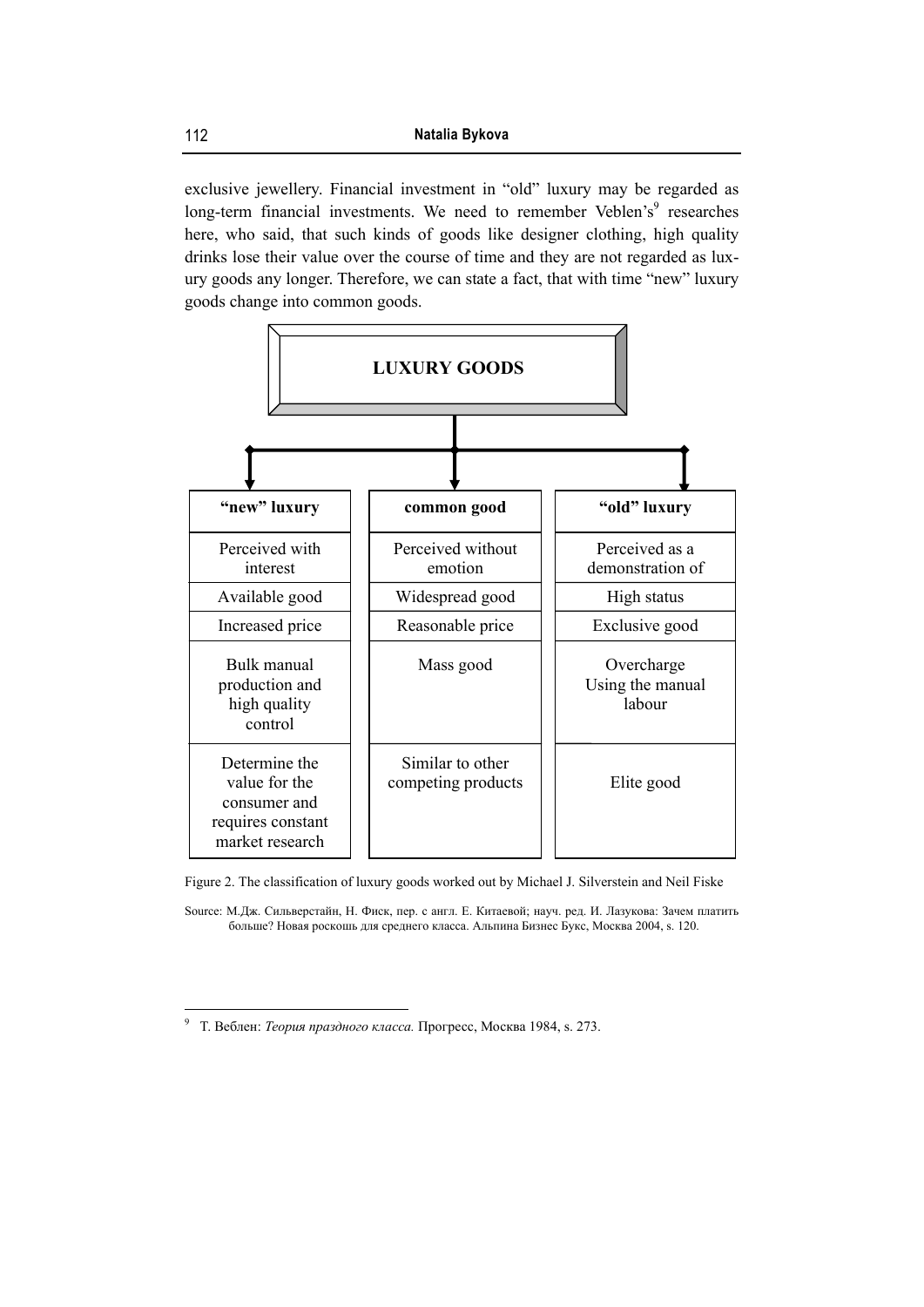exclusive jewellery. Financial investment in "old" luxury may be regarded as long-term financial investments. We need to remember Veblen's[9] researches here, who said, that such kinds of goods like designer clothing, high quality drinks lose their value over the course of time and they are not regarded as luxury goods any longer. Therefore, we can state a fact, that with time "new" luxury goods change into common goods.

**LUXURY GOODS**

| "new" luxury | common good | "old" luxury |
|---|---|---|
| Perceived with interest | Perceived without emotion | Perceived as a demonstration of |
| Available good | Widespread good | High status |
| Increased price | Reasonable price | Exclusive good |
| Bulk manual production and high quality control | Mass good | Overcharge Using the manual labour |
| Determine the value for the consumer and requires constant market research | Similar to other competing products | Elite good |

Figure 2. The classification of luxury goods worked out by Michael J. Silverstein and Neil Fiske

Source: М.Дж. Сильверстайн, Н. Фиск, пер. с англ. Е. Китаевой; науч. ред. И. Лазукова: Зачем платить больше? Новая роскошь для среднего класса. Альпина Бизнес Букс, Москва 2004, s. 120.

---

[9] Т. Веблен: *Теория праздного класса.* Прогресс, Москва 1984, s. 273.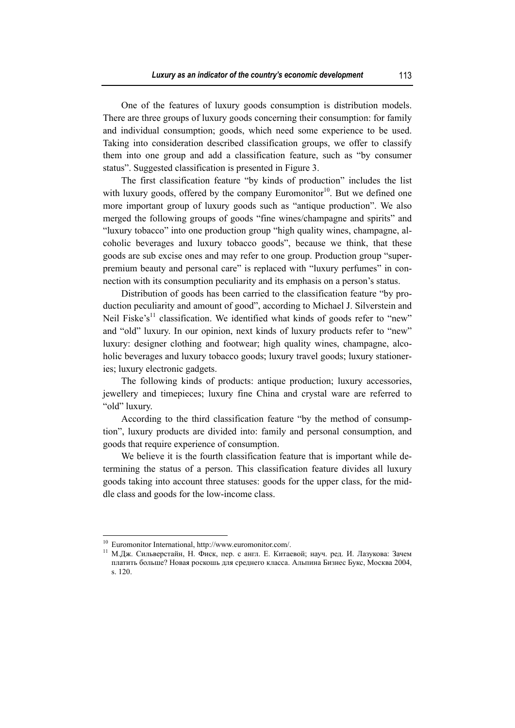One of the features of luxury goods consumption is distribution models. There are three groups of luxury goods concerning their consumption: for family and individual consumption; goods, which need some experience to be used. Taking into consideration described classification groups, we offer to classify them into one group and add a classification feature, such as "by consumer status". Suggested classification is presented in Figure 3.

The first classification feature "by kinds of production" includes the list with luxury goods, offered by the company Euromonitor[10]. But we defined one more important group of luxury goods such as "antique production". We also merged the following groups of goods "fine wines/champagne and spirits" and "luxury tobacco" into one production group "high quality wines, champagne, alcoholic beverages and luxury tobacco goods", because we think, that these goods are sub excise ones and may refer to one group. Production group "super-premium beauty and personal care" is replaced with "luxury perfumes" in connection with its consumption peculiarity and its emphasis on a person's status.

Distribution of goods has been carried to the classification feature "by production peculiarity and amount of good", according to Michael J. Silverstein and Neil Fiske's[11] classification. We identified what kinds of goods refer to "new" and "old" luxury. In our opinion, next kinds of luxury products refer to "new" luxury: designer clothing and footwear; high quality wines, champagne, alcoholic beverages and luxury tobacco goods; luxury travel goods; luxury stationeries; luxury electronic gadgets.

The following kinds of products: antique production; luxury accessories, jewellery and timepieces; luxury fine China and crystal ware are referred to "old" luxury.

According to the third classification feature "by the method of consumption", luxury products are divided into: family and personal consumption, and goods that require experience of consumption.

We believe it is the fourth classification feature that is important while determining the status of a person. This classification feature divides all luxury goods taking into account three statuses: goods for the upper class, for the middle class and goods for the low-income class.

---

[10] Euromonitor International, http://www.euromonitor.com/.

[11] М.Дж. Сильверстайн, Н. Фиск, пер. с англ. Е. Китаевой; науч. ред. И. Лазукова: Зачем платить больше? Новая роскошь для среднего класса. Альпина Бизнес Букс, Москва 2004, s. 120.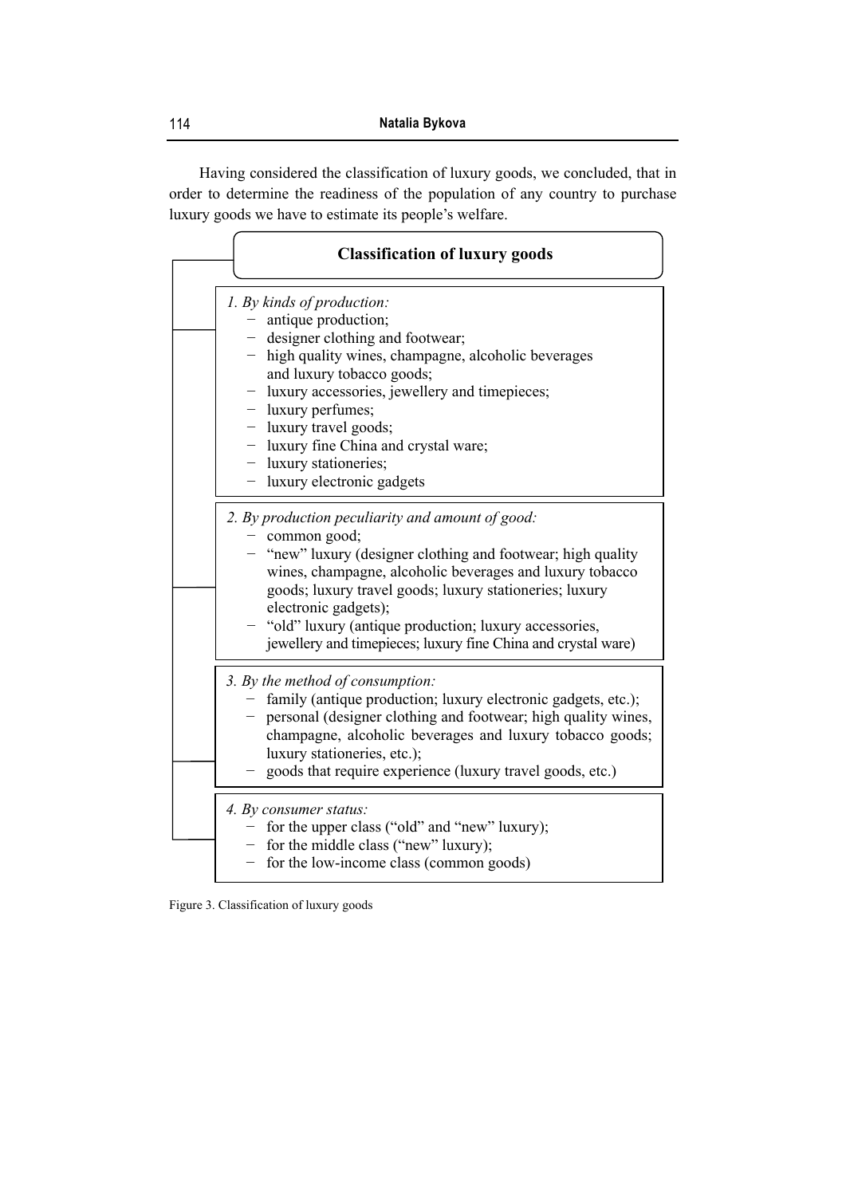Having considered the classification of luxury goods, we concluded, that in order to determine the readiness of the population of any country to purchase luxury goods we have to estimate its people's welfare.

**Classification of luxury goods**

*1. By kinds of production:*

- antique production;
- designer clothing and footwear;
- high quality wines, champagne, alcoholic beverages and luxury tobacco goods;
- luxury accessories, jewellery and timepieces;
- luxury perfumes;
- luxury travel goods;
- luxury fine China and crystal ware;
- luxury stationeries;
- luxury electronic gadgets

*2. By production peculiarity and amount of good:*

- common good;
- "new" luxury (designer clothing and footwear; high quality wines, champagne, alcoholic beverages and luxury tobacco goods; luxury travel goods; luxury stationeries; luxury electronic gadgets);
- "old" luxury (antique production; luxury accessories, jewellery and timepieces; luxury fine China and crystal ware)

*3. By the method of consumption:*

- family (antique production; luxury electronic gadgets, etc.);
- personal (designer clothing and footwear; high quality wines, champagne, alcoholic beverages and luxury tobacco goods; luxury stationeries, etc.);
- goods that require experience (luxury travel goods, etc.)

*4. By consumer status:*

- for the upper class ("old" and "new" luxury);
- for the middle class ("new" luxury);
- for the low-income class (common goods)

Figure 3. Classification of luxury goods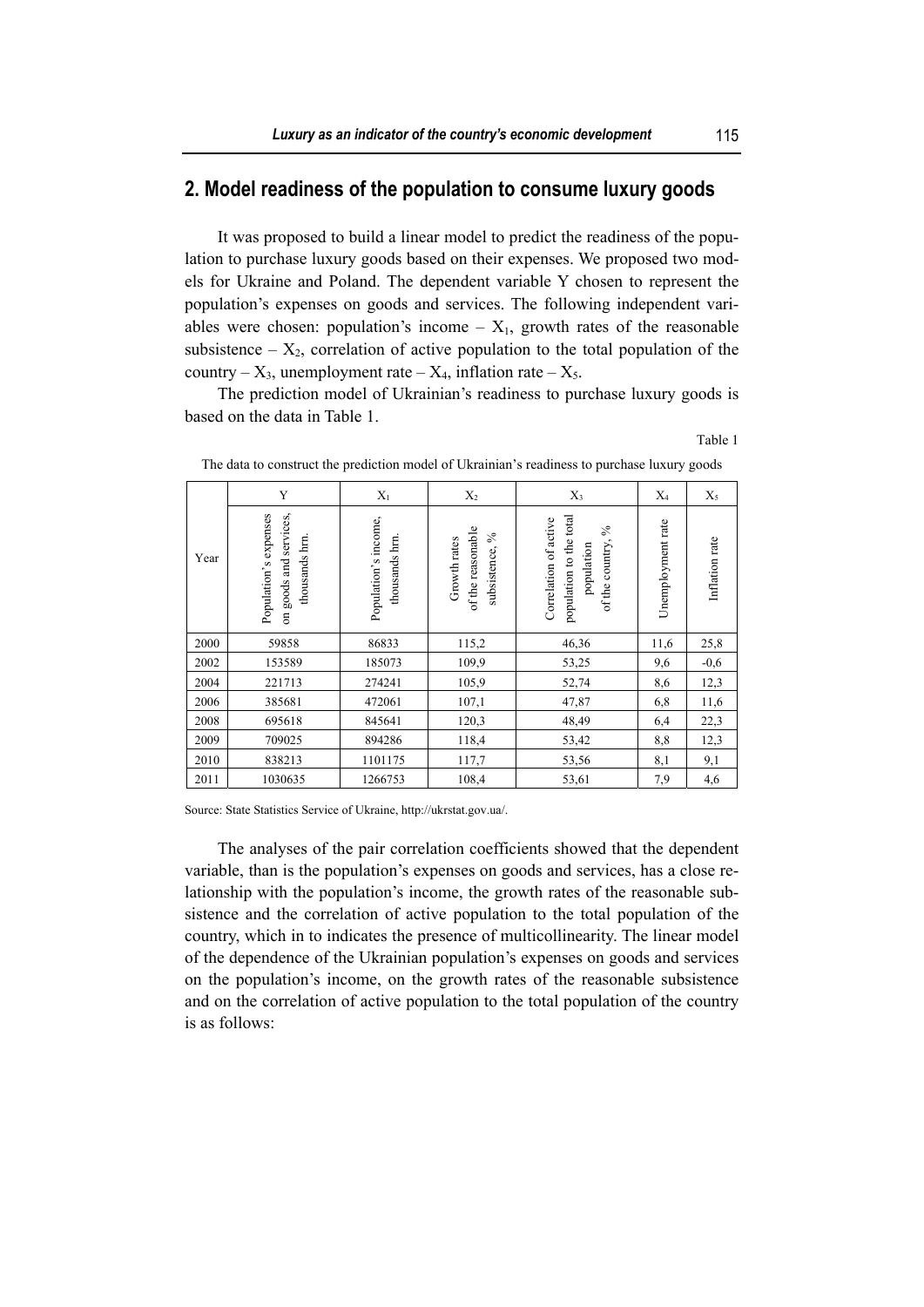## 2. Model readiness of the population to consume luxury goods

It was proposed to build a linear model to predict the readiness of the population to purchase luxury goods based on their expenses. We proposed two models for Ukraine and Poland. The dependent variable Y chosen to represent the population's expenses on goods and services. The following independent variables were chosen: population's income – $X_1$, growth rates of the reasonable subsistence – $X_2$, correlation of active population to the total population of the country – $X_3$, unemployment rate – $X_4$, inflation rate – $X_5$.

The prediction model of Ukrainian's readiness to purchase luxury goods is based on the data in Table 1.

Table 1

The data to construct the prediction model of Ukrainian's readiness to purchase luxury goods

| Year | Y | $X_1$ | $X_2$ | $X_3$ | $X_4$ | $X_5$ |
|---|---|---|---|---|---|---|
| | Population's expenses on goods and services, thousands hrn. | Population's income, thousands hrn. | Growth rates of the reasonable subsistence, % | Correlation of active population to the total population of the country, % | Unemployment rate | Inflation rate |
| 2000 | 59858 | 86833 | 115,2 | 46,36 | 11,6 | 25,8 |
| 2002 | 153589 | 185073 | 109,9 | 53,25 | 9,6 | -0,6 |
| 2004 | 221713 | 274241 | 105,9 | 52,74 | 8,6 | 12,3 |
| 2006 | 385681 | 472061 | 107,1 | 47,87 | 6,8 | 11,6 |
| 2008 | 695618 | 845641 | 120,3 | 48,49 | 6,4 | 22,3 |
| 2009 | 709025 | 894286 | 118,4 | 53,42 | 8,8 | 12,3 |
| 2010 | 838213 | 1101175 | 117,7 | 53,56 | 8,1 | 9,1 |
| 2011 | 1030635 | 1266753 | 108,4 | 53,61 | 7,9 | 4,6 |

Source: State Statistics Service of Ukraine, http://ukrstat.gov.ua/.

The analyses of the pair correlation coefficients showed that the dependent variable, than is the population's expenses on goods and services, has a close relationship with the population's income, the growth rates of the reasonable subsistence and the correlation of active population to the total population of the country, which in to indicates the presence of multicollinearity. The linear model of the dependence of the Ukrainian population's expenses on goods and services on the population's income, on the growth rates of the reasonable subsistence and on the correlation of active population to the total population of the country is as follows: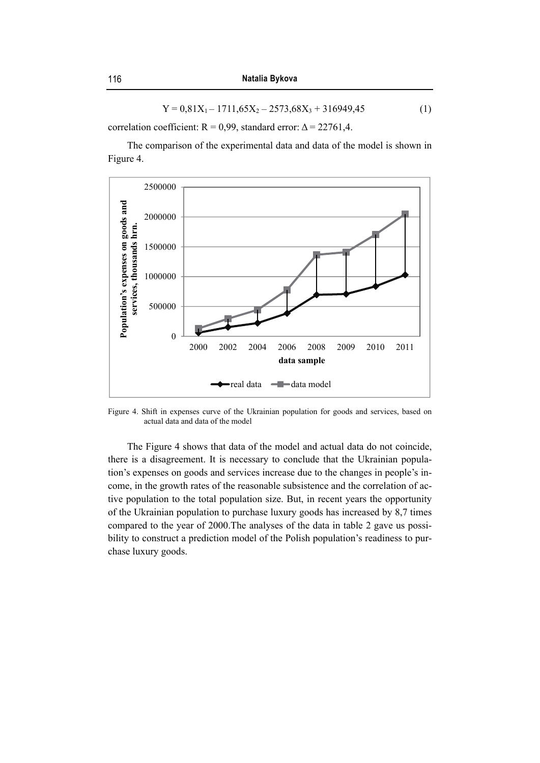$$Y = 0,81X_1 - 1711,65X_2 - 2573,68X_3 + 316949,45 \qquad (1)$$

correlation coefficient: $R = 0,99$, standard error: $\Delta = 22761,4$.

The comparison of the experimental data and data of the model is shown in Figure 4.

Figure 4. Shift in expenses curve of the Ukrainian population for goods and services, based on actual data and data of the model

The Figure 4 shows that data of the model and actual data do not coincide, there is a disagreement. It is necessary to conclude that the Ukrainian population's expenses on goods and services increase due to the changes in people's income, in the growth rates of the reasonable subsistence and the correlation of active population to the total population size. But, in recent years the opportunity of the Ukrainian population to purchase luxury goods has increased by 8,7 times compared to the year of 2000.The analyses of the data in table 2 gave us possibility to construct a prediction model of the Polish population's readiness to purchase luxury goods.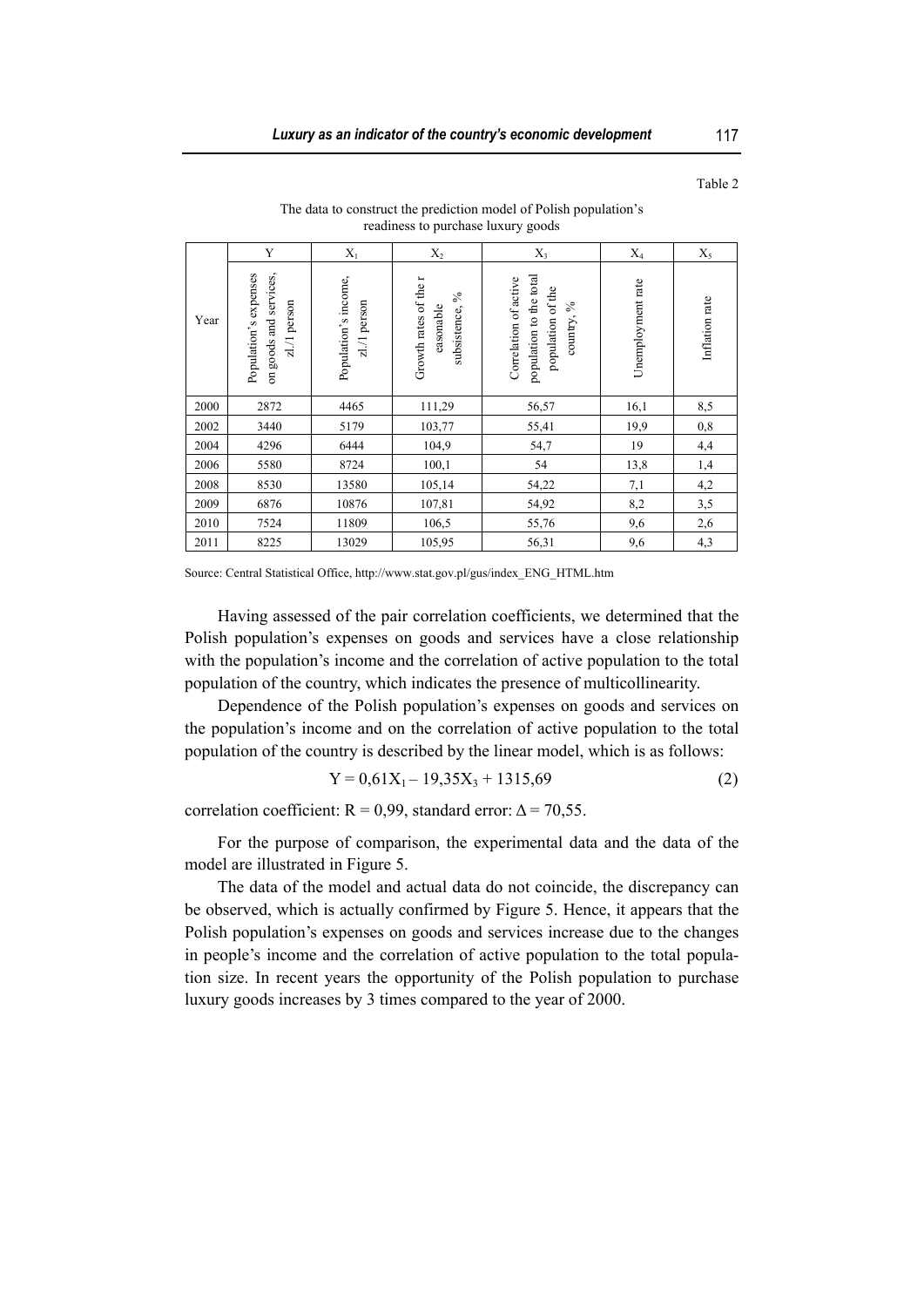Table 2

The data to construct the prediction model of Polish population's readiness to purchase luxury goods

| Year | Y | $X_1$ | $X_2$ | $X_3$ | $X_4$ | $X_5$ |
|---|---|---|---|---|---|---|
| | Population's expenses on goods and services, zl./1 person | Population's income, zl./1 person | Growth rates of the r easonable subsistence, % | Correlation of active population to the total population of the country, % | Unemployment rate | Inflation rate |
| 2000 | 2872 | 4465 | 111,29 | 56,57 | 16,1 | 8,5 |
| 2002 | 3440 | 5179 | 103,77 | 55,41 | 19,9 | 0,8 |
| 2004 | 4296 | 6444 | 104,9 | 54,7 | 19 | 4,4 |
| 2006 | 5580 | 8724 | 100,1 | 54 | 13,8 | 1,4 |
| 2008 | 8530 | 13580 | 105,14 | 54,22 | 7,1 | 4,2 |
| 2009 | 6876 | 10876 | 107,81 | 54,92 | 8,2 | 3,5 |
| 2010 | 7524 | 11809 | 106,5 | 55,76 | 9,6 | 2,6 |
| 2011 | 8225 | 13029 | 105,95 | 56,31 | 9,6 | 4,3 |

Source: Central Statistical Office, http://www.stat.gov.pl/gus/index_ENG_HTML.htm

Having assessed of the pair correlation coefficients, we determined that the Polish population's expenses on goods and services have a close relationship with the population's income and the correlation of active population to the total population of the country, which indicates the presence of multicollinearity.

Dependence of the Polish population's expenses on goods and services on the population's income and on the correlation of active population to the total population of the country is described by the linear model, which is as follows:

$$Y = 0{,}61X_1 - 19{,}35X_3 + 1315{,}69 \tag{2}$$

correlation coefficient: $R = 0{,}99$, standard error: $\Delta = 70{,}55$.

For the purpose of comparison, the experimental data and the data of the model are illustrated in Figure 5.

The data of the model and actual data do not coincide, the discrepancy can be observed, which is actually confirmed by Figure 5. Hence, it appears that the Polish population's expenses on goods and services increase due to the changes in people's income and the correlation of active population to the total population size. In recent years the opportunity of the Polish population to purchase luxury goods increases by 3 times compared to the year of 2000.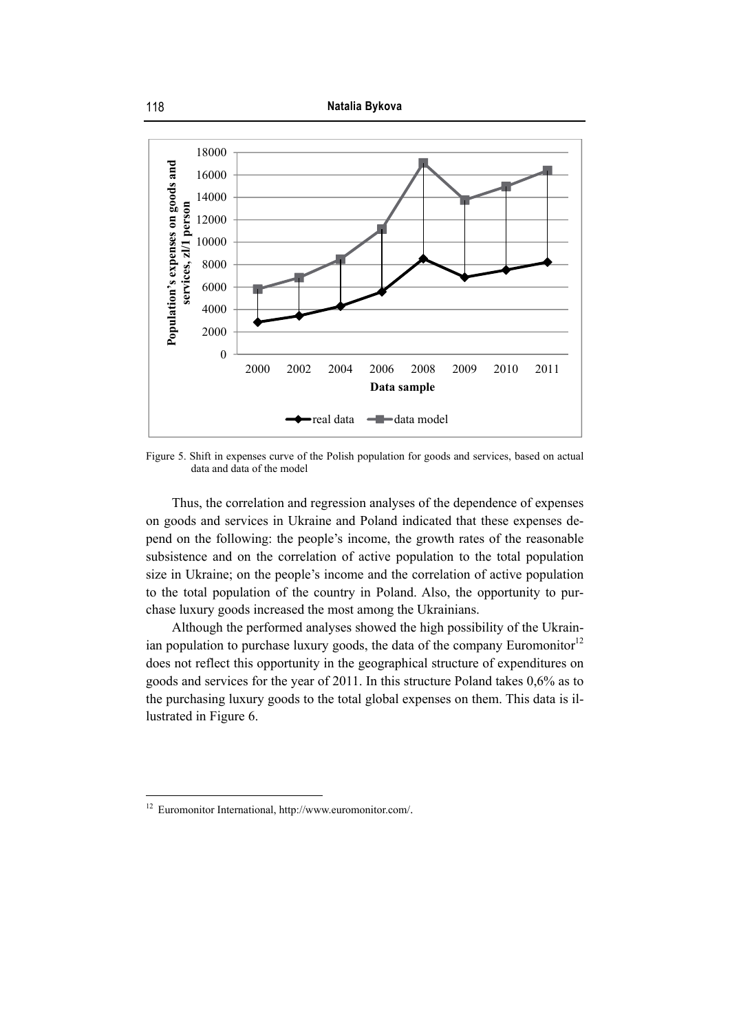Figure 5. Shift in expenses curve of the Polish population for goods and services, based on actual data and data of the model

Thus, the correlation and regression analyses of the dependence of expenses on goods and services in Ukraine and Poland indicated that these expenses depend on the following: the people's income, the growth rates of the reasonable subsistence and on the correlation of active population to the total population size in Ukraine; on the people's income and the correlation of active population to the total population of the country in Poland. Also, the opportunity to purchase luxury goods increased the most among the Ukrainians.

Although the performed analyses showed the high possibility of the Ukrainian population to purchase luxury goods, the data of the company Euromonitor[12] does not reflect this opportunity in the geographical structure of expenditures on goods and services for the year of 2011. In this structure Poland takes 0,6% as to the purchasing luxury goods to the total global expenses on them. This data is illustrated in Figure 6.

---

[12] Euromonitor International, http://www.euromonitor.com/.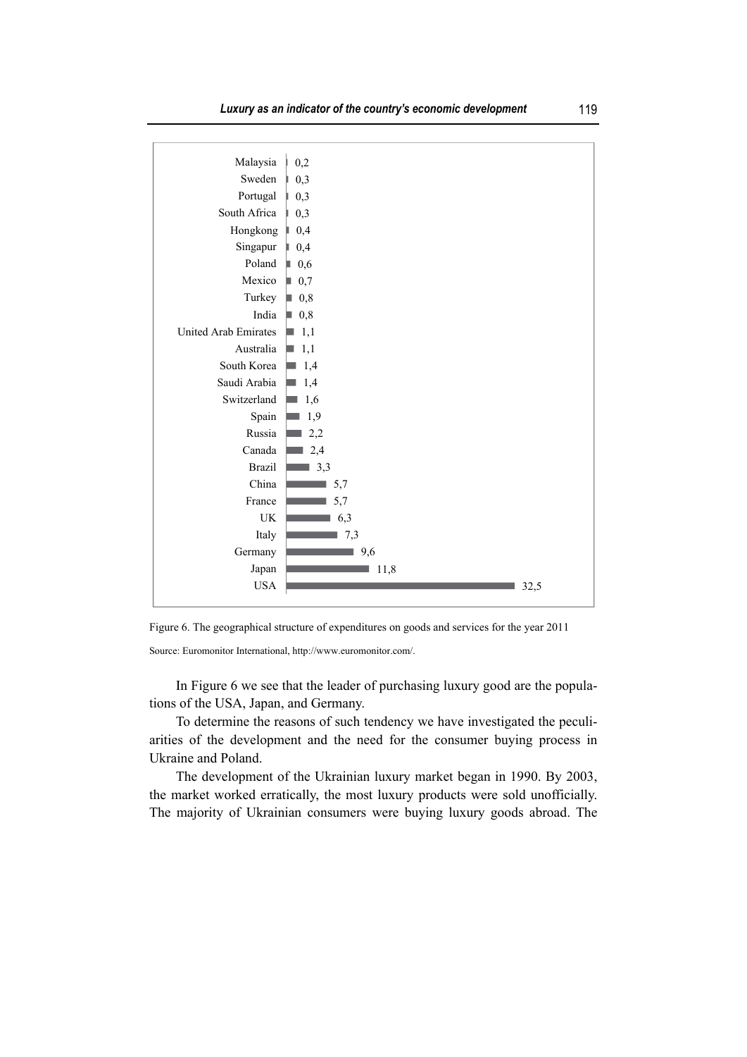| Country | Value |
|---|---|
| Malaysia | 0,2 |
| Sweden | 0,3 |
| Portugal | 0,3 |
| South Africa | 0,3 |
| Hongkong | 0,4 |
| Singapur | 0,4 |
| Poland | 0,6 |
| Mexico | 0,7 |
| Turkey | 0,8 |
| India | 0,8 |
| United Arab Emirates | 1,1 |
| Australia | 1,1 |
| South Korea | 1,4 |
| Saudi Arabia | 1,4 |
| Switzerland | 1,6 |
| Spain | 1,9 |
| Russia | 2,2 |
| Canada | 2,4 |
| Brazil | 3,3 |
| China | 5,7 |
| France | 5,7 |
| UK | 6,3 |
| Italy | 7,3 |
| Germany | 9,6 |
| Japan | 11,8 |
| USA | 32,5 |

Figure 6. The geographical structure of expenditures on goods and services for the year 2011

Source: Euromonitor International, http://www.euromonitor.com/.

In Figure 6 we see that the leader of purchasing luxury good are the populations of the USA, Japan, and Germany.

To determine the reasons of such tendency we have investigated the peculiarities of the development and the need for the consumer buying process in Ukraine and Poland.

The development of the Ukrainian luxury market began in 1990. By 2003, the market worked erratically, the most luxury products were sold unofficially. The majority of Ukrainian consumers were buying luxury goods abroad. The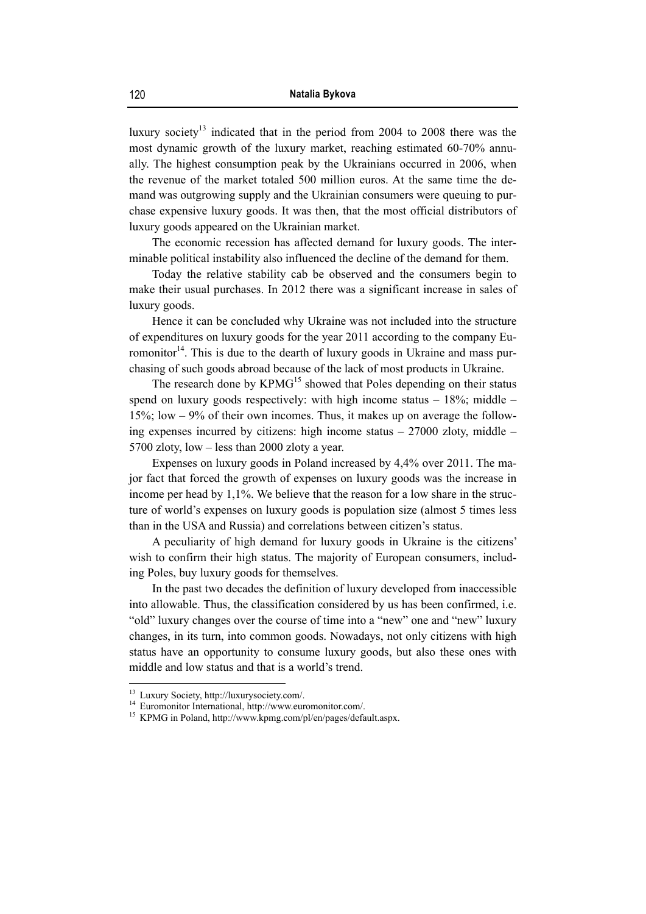luxury society[13] indicated that in the period from 2004 to 2008 there was the most dynamic growth of the luxury market, reaching estimated 60-70% annually. The highest consumption peak by the Ukrainians occurred in 2006, when the revenue of the market totaled 500 million euros. At the same time the demand was outgrowing supply and the Ukrainian consumers were queuing to purchase expensive luxury goods. It was then, that the most official distributors of luxury goods appeared on the Ukrainian market.

The economic recession has affected demand for luxury goods. The interminable political instability also influenced the decline of the demand for them.

Today the relative stability cab be observed and the consumers begin to make their usual purchases. In 2012 there was a significant increase in sales of luxury goods.

Hence it can be concluded why Ukraine was not included into the structure of expenditures on luxury goods for the year 2011 according to the company Euromonitor[14]. This is due to the dearth of luxury goods in Ukraine and mass purchasing of such goods abroad because of the lack of most products in Ukraine.

The research done by KPMG[15] showed that Poles depending on their status spend on luxury goods respectively: with high income status – 18%; middle – 15%; low – 9% of their own incomes. Thus, it makes up on average the following expenses incurred by citizens: high income status – 27000 zloty, middle – 5700 zloty, low – less than 2000 zloty a year.

Expenses on luxury goods in Poland increased by 4,4% over 2011. The major fact that forced the growth of expenses on luxury goods was the increase in income per head by 1,1%. We believe that the reason for a low share in the structure of world's expenses on luxury goods is population size (almost 5 times less than in the USA and Russia) and correlations between citizen's status.

A peculiarity of high demand for luxury goods in Ukraine is the citizens' wish to confirm their high status. The majority of European consumers, including Poles, buy luxury goods for themselves.

In the past two decades the definition of luxury developed from inaccessible into allowable. Thus, the classification considered by us has been confirmed, i.e. "old" luxury changes over the course of time into a "new" one and "new" luxury changes, in its turn, into common goods. Nowadays, not only citizens with high status have an opportunity to consume luxury goods, but also these ones with middle and low status and that is a world's trend.

---

[13] Luxury Society, http://luxurysociety.com/.

[14] Euromonitor International, http://www.euromonitor.com/.

[15] KPMG in Poland, http://www.kpmg.com/pl/en/pages/default.aspx.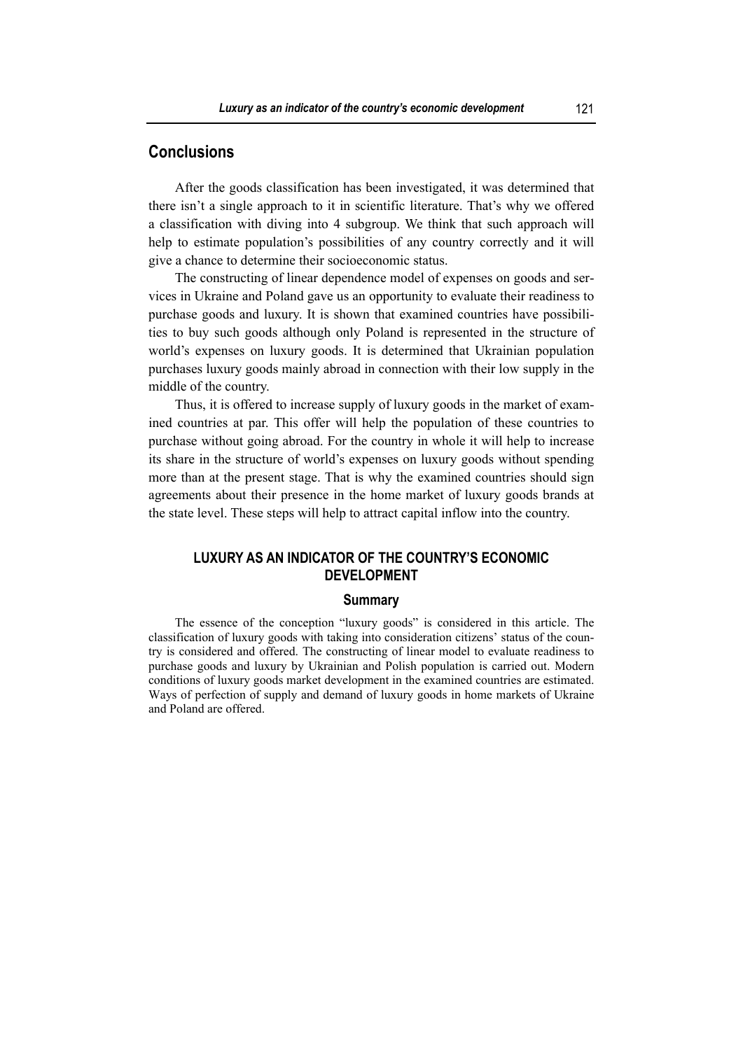## Conclusions

After the goods classification has been investigated, it was determined that there isn't a single approach to it in scientific literature. That's why we offered a classification with diving into 4 subgroup. We think that such approach will help to estimate population's possibilities of any country correctly and it will give a chance to determine their socioeconomic status.

The constructing of linear dependence model of expenses on goods and services in Ukraine and Poland gave us an opportunity to evaluate their readiness to purchase goods and luxury. It is shown that examined countries have possibilities to buy such goods although only Poland is represented in the structure of world's expenses on luxury goods. It is determined that Ukrainian population purchases luxury goods mainly abroad in connection with their low supply in the middle of the country.

Thus, it is offered to increase supply of luxury goods in the market of examined countries at par. This offer will help the population of these countries to purchase without going abroad. For the country in whole it will help to increase its share in the structure of world's expenses on luxury goods without spending more than at the present stage. That is why the examined countries should sign agreements about their presence in the home market of luxury goods brands at the state level. These steps will help to attract capital inflow into the country.

### LUXURY AS AN INDICATOR OF THE COUNTRY'S ECONOMIC DEVELOPMENT

#### Summary

The essence of the conception "luxury goods" is considered in this article. The classification of luxury goods with taking into consideration citizens' status of the country is considered and offered. The constructing of linear model to evaluate readiness to purchase goods and luxury by Ukrainian and Polish population is carried out. Modern conditions of luxury goods market development in the examined countries are estimated. Ways of perfection of supply and demand of luxury goods in home markets of Ukraine and Poland are offered.